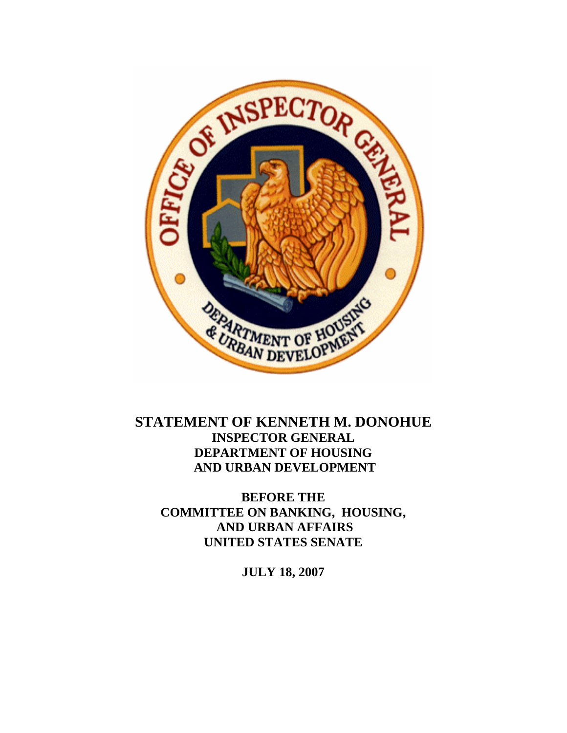# STATEMENT OF KENNETH M. DONOHUE

**INSPECTOR GENERAL**
**DEPARTMENT OF HOUSING AND URBAN DEVELOPMENT**

**BEFORE THE**
**COMMITTEE ON BANKING, HOUSING, AND URBAN AFFAIRS**
**UNITED STATES SENATE**

**JULY 18, 2007**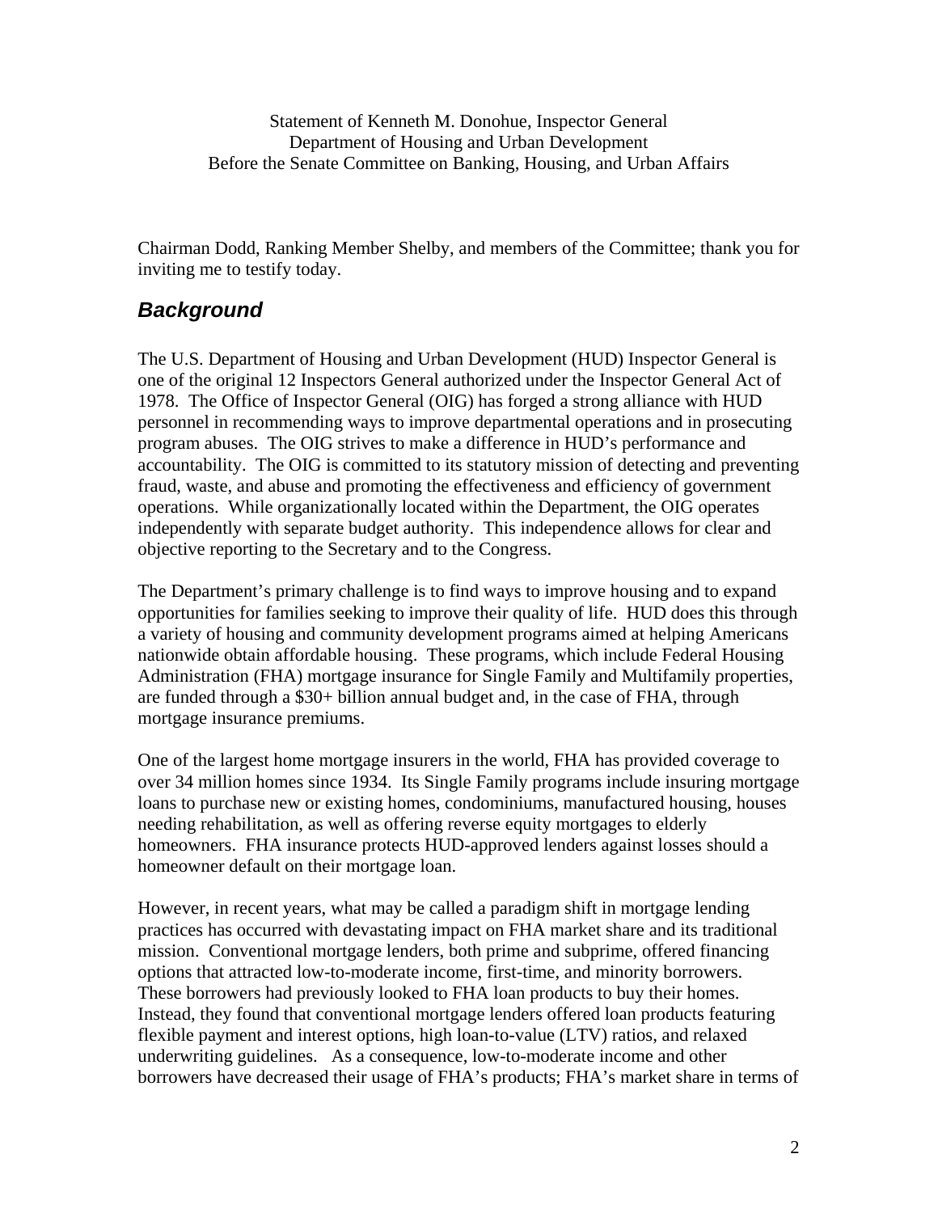Statement of Kenneth M. Donohue, Inspector General
Department of Housing and Urban Development
Before the Senate Committee on Banking, Housing, and Urban Affairs

Chairman Dodd, Ranking Member Shelby, and members of the Committee; thank you for inviting me to testify today.

## *Background*

The U.S. Department of Housing and Urban Development (HUD) Inspector General is one of the original 12 Inspectors General authorized under the Inspector General Act of 1978. The Office of Inspector General (OIG) has forged a strong alliance with HUD personnel in recommending ways to improve departmental operations and in prosecuting program abuses. The OIG strives to make a difference in HUD's performance and accountability. The OIG is committed to its statutory mission of detecting and preventing fraud, waste, and abuse and promoting the effectiveness and efficiency of government operations. While organizationally located within the Department, the OIG operates independently with separate budget authority. This independence allows for clear and objective reporting to the Secretary and to the Congress.

The Department's primary challenge is to find ways to improve housing and to expand opportunities for families seeking to improve their quality of life. HUD does this through a variety of housing and community development programs aimed at helping Americans nationwide obtain affordable housing. These programs, which include Federal Housing Administration (FHA) mortgage insurance for Single Family and Multifamily properties, are funded through a $30+ billion annual budget and, in the case of FHA, through mortgage insurance premiums.

One of the largest home mortgage insurers in the world, FHA has provided coverage to over 34 million homes since 1934. Its Single Family programs include insuring mortgage loans to purchase new or existing homes, condominiums, manufactured housing, houses needing rehabilitation, as well as offering reverse equity mortgages to elderly homeowners. FHA insurance protects HUD-approved lenders against losses should a homeowner default on their mortgage loan.

However, in recent years, what may be called a paradigm shift in mortgage lending practices has occurred with devastating impact on FHA market share and its traditional mission. Conventional mortgage lenders, both prime and subprime, offered financing options that attracted low-to-moderate income, first-time, and minority borrowers. These borrowers had previously looked to FHA loan products to buy their homes. Instead, they found that conventional mortgage lenders offered loan products featuring flexible payment and interest options, high loan-to-value (LTV) ratios, and relaxed underwriting guidelines. As a consequence, low-to-moderate income and other borrowers have decreased their usage of FHA's products; FHA's market share in terms of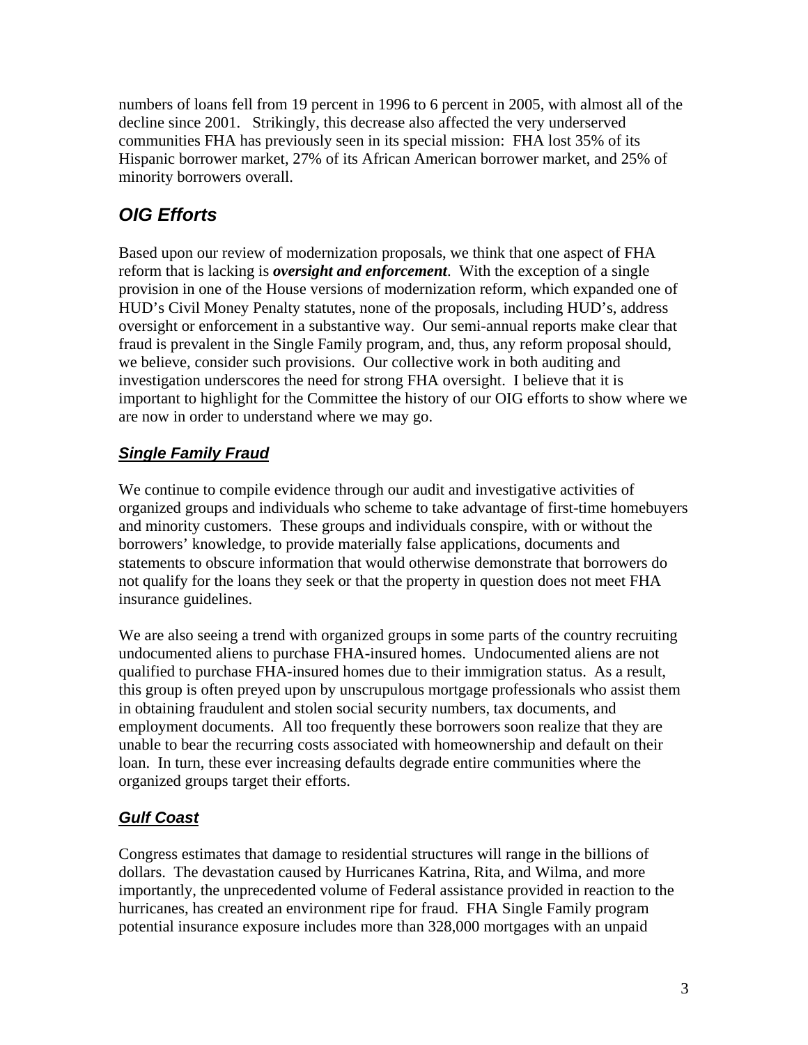numbers of loans fell from 19 percent in 1996 to 6 percent in 2005, with almost all of the decline since 2001. Strikingly, this decrease also affected the very underserved communities FHA has previously seen in its special mission: FHA lost 35% of its Hispanic borrower market, 27% of its African American borrower market, and 25% of minority borrowers overall.

## *OIG Efforts*

Based upon our review of modernization proposals, we think that one aspect of FHA reform that is lacking is ***oversight and enforcement***. With the exception of a single provision in one of the House versions of modernization reform, which expanded one of HUD's Civil Money Penalty statutes, none of the proposals, including HUD's, address oversight or enforcement in a substantive way. Our semi-annual reports make clear that fraud is prevalent in the Single Family program, and, thus, any reform proposal should, we believe, consider such provisions. Our collective work in both auditing and investigation underscores the need for strong FHA oversight. I believe that it is important to highlight for the Committee the history of our OIG efforts to show where we are now in order to understand where we may go.

### ***Single Family Fraud***

We continue to compile evidence through our audit and investigative activities of organized groups and individuals who scheme to take advantage of first-time homebuyers and minority customers. These groups and individuals conspire, with or without the borrowers' knowledge, to provide materially false applications, documents and statements to obscure information that would otherwise demonstrate that borrowers do not qualify for the loans they seek or that the property in question does not meet FHA insurance guidelines.

We are also seeing a trend with organized groups in some parts of the country recruiting undocumented aliens to purchase FHA-insured homes. Undocumented aliens are not qualified to purchase FHA-insured homes due to their immigration status. As a result, this group is often preyed upon by unscrupulous mortgage professionals who assist them in obtaining fraudulent and stolen social security numbers, tax documents, and employment documents. All too frequently these borrowers soon realize that they are unable to bear the recurring costs associated with homeownership and default on their loan. In turn, these ever increasing defaults degrade entire communities where the organized groups target their efforts.

### ***Gulf Coast***

Congress estimates that damage to residential structures will range in the billions of dollars. The devastation caused by Hurricanes Katrina, Rita, and Wilma, and more importantly, the unprecedented volume of Federal assistance provided in reaction to the hurricanes, has created an environment ripe for fraud. FHA Single Family program potential insurance exposure includes more than 328,000 mortgages with an unpaid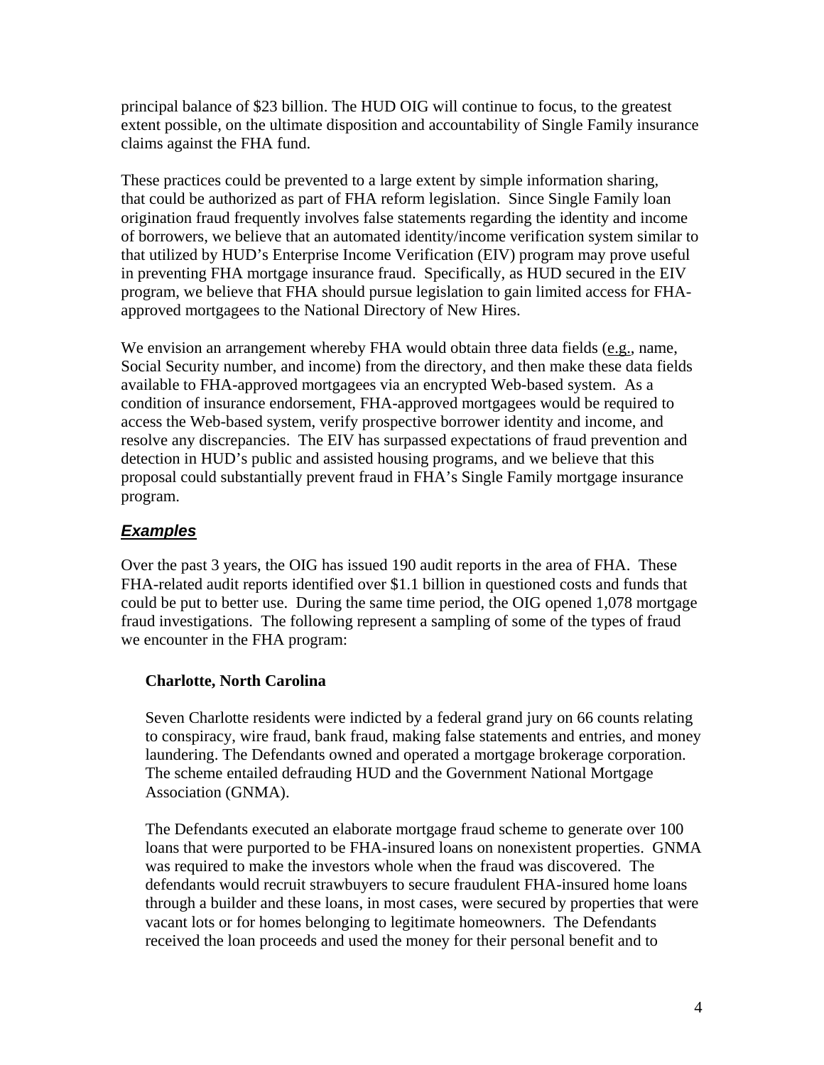principal balance of $23 billion. The HUD OIG will continue to focus, to the greatest extent possible, on the ultimate disposition and accountability of Single Family insurance claims against the FHA fund.

These practices could be prevented to a large extent by simple information sharing, that could be authorized as part of FHA reform legislation. Since Single Family loan origination fraud frequently involves false statements regarding the identity and income of borrowers, we believe that an automated identity/income verification system similar to that utilized by HUD's Enterprise Income Verification (EIV) program may prove useful in preventing FHA mortgage insurance fraud. Specifically, as HUD secured in the EIV program, we believe that FHA should pursue legislation to gain limited access for FHA-approved mortgagees to the National Directory of New Hires.

We envision an arrangement whereby FHA would obtain three data fields (e.g., name, Social Security number, and income) from the directory, and then make these data fields available to FHA-approved mortgagees via an encrypted Web-based system. As a condition of insurance endorsement, FHA-approved mortgagees would be required to access the Web-based system, verify prospective borrower identity and income, and resolve any discrepancies. The EIV has surpassed expectations of fraud prevention and detection in HUD's public and assisted housing programs, and we believe that this proposal could substantially prevent fraud in FHA's Single Family mortgage insurance program.

### ***Examples***

Over the past 3 years, the OIG has issued 190 audit reports in the area of FHA. These FHA-related audit reports identified over $1.1 billion in questioned costs and funds that could be put to better use. During the same time period, the OIG opened 1,078 mortgage fraud investigations. The following represent a sampling of some of the types of fraud we encounter in the FHA program:

**Charlotte, North Carolina**

Seven Charlotte residents were indicted by a federal grand jury on 66 counts relating to conspiracy, wire fraud, bank fraud, making false statements and entries, and money laundering. The Defendants owned and operated a mortgage brokerage corporation. The scheme entailed defrauding HUD and the Government National Mortgage Association (GNMA).

The Defendants executed an elaborate mortgage fraud scheme to generate over 100 loans that were purported to be FHA-insured loans on nonexistent properties. GNMA was required to make the investors whole when the fraud was discovered. The defendants would recruit strawbuyers to secure fraudulent FHA-insured home loans through a builder and these loans, in most cases, were secured by properties that were vacant lots or for homes belonging to legitimate homeowners. The Defendants received the loan proceeds and used the money for their personal benefit and to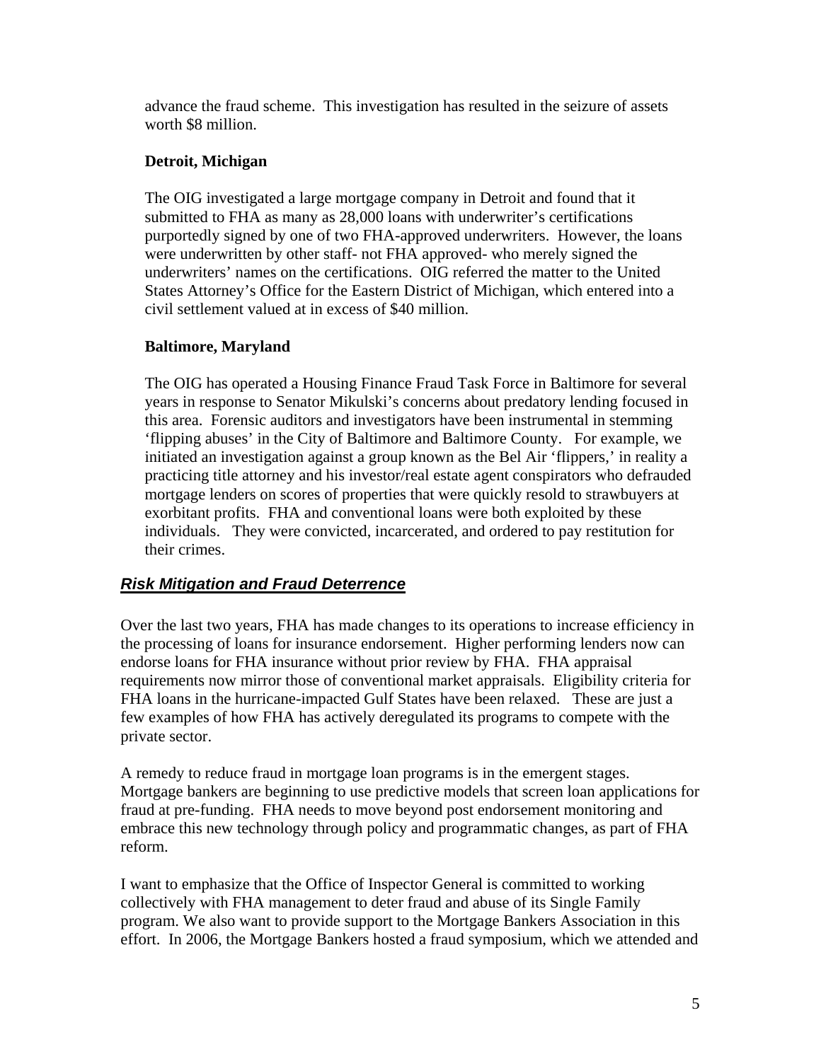advance the fraud scheme. This investigation has resulted in the seizure of assets worth $8 million.

**Detroit, Michigan**

The OIG investigated a large mortgage company in Detroit and found that it submitted to FHA as many as 28,000 loans with underwriter's certifications purportedly signed by one of two FHA-approved underwriters. However, the loans were underwritten by other staff- not FHA approved- who merely signed the underwriters' names on the certifications. OIG referred the matter to the United States Attorney's Office for the Eastern District of Michigan, which entered into a civil settlement valued at in excess of $40 million.

**Baltimore, Maryland**

The OIG has operated a Housing Finance Fraud Task Force in Baltimore for several years in response to Senator Mikulski's concerns about predatory lending focused in this area. Forensic auditors and investigators have been instrumental in stemming 'flipping abuses' in the City of Baltimore and Baltimore County. For example, we initiated an investigation against a group known as the Bel Air 'flippers,' in reality a practicing title attorney and his investor/real estate agent conspirators who defrauded mortgage lenders on scores of properties that were quickly resold to strawbuyers at exorbitant profits. FHA and conventional loans were both exploited by these individuals. They were convicted, incarcerated, and ordered to pay restitution for their crimes.

## ***Risk Mitigation and Fraud Deterrence***

Over the last two years, FHA has made changes to its operations to increase efficiency in the processing of loans for insurance endorsement. Higher performing lenders now can endorse loans for FHA insurance without prior review by FHA. FHA appraisal requirements now mirror those of conventional market appraisals. Eligibility criteria for FHA loans in the hurricane-impacted Gulf States have been relaxed. These are just a few examples of how FHA has actively deregulated its programs to compete with the private sector.

A remedy to reduce fraud in mortgage loan programs is in the emergent stages. Mortgage bankers are beginning to use predictive models that screen loan applications for fraud at pre-funding. FHA needs to move beyond post endorsement monitoring and embrace this new technology through policy and programmatic changes, as part of FHA reform.

I want to emphasize that the Office of Inspector General is committed to working collectively with FHA management to deter fraud and abuse of its Single Family program. We also want to provide support to the Mortgage Bankers Association in this effort. In 2006, the Mortgage Bankers hosted a fraud symposium, which we attended and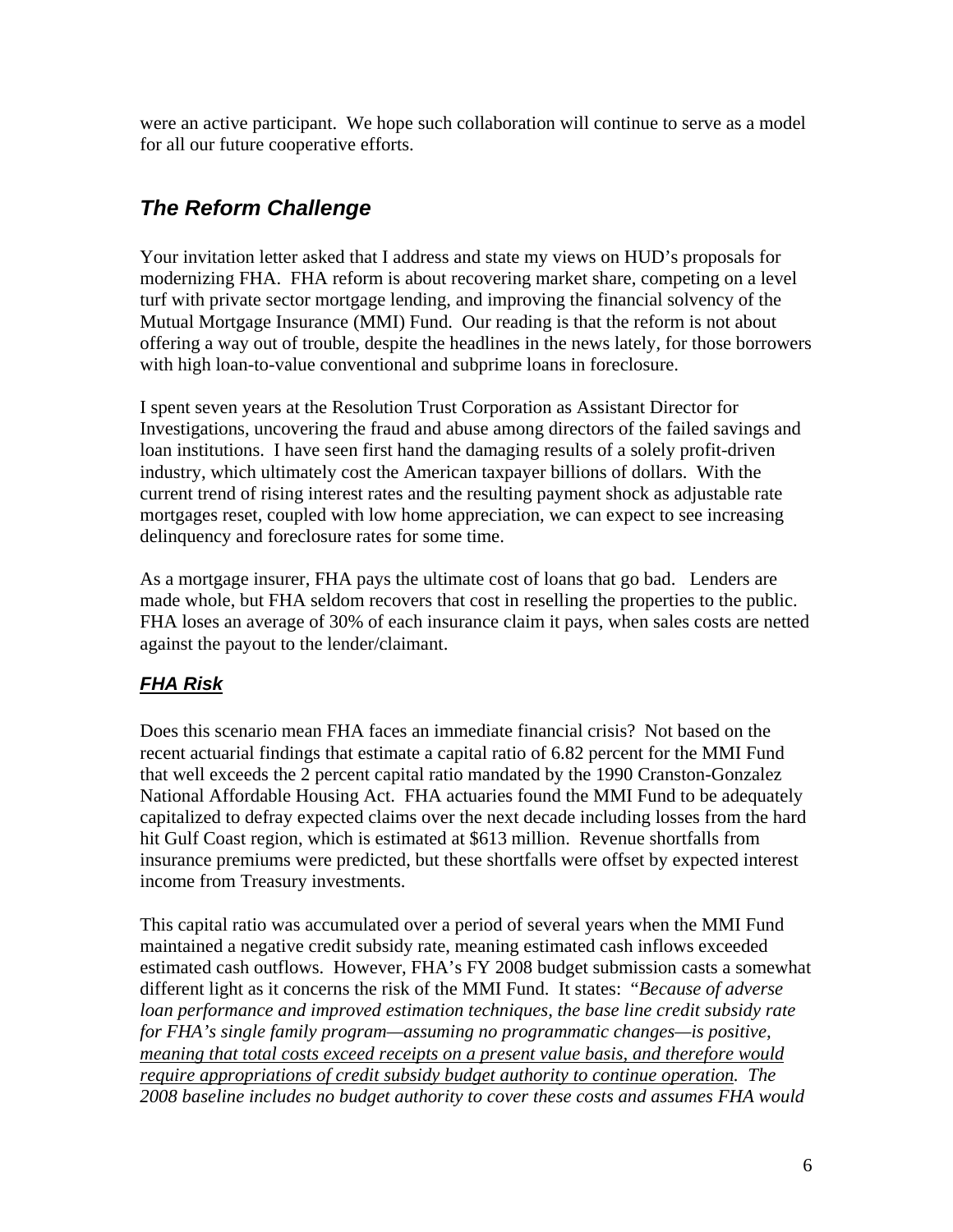were an active participant. We hope such collaboration will continue to serve as a model for all our future cooperative efforts.

## *The Reform Challenge*

Your invitation letter asked that I address and state my views on HUD's proposals for modernizing FHA. FHA reform is about recovering market share, competing on a level turf with private sector mortgage lending, and improving the financial solvency of the Mutual Mortgage Insurance (MMI) Fund. Our reading is that the reform is not about offering a way out of trouble, despite the headlines in the news lately, for those borrowers with high loan-to-value conventional and subprime loans in foreclosure.

I spent seven years at the Resolution Trust Corporation as Assistant Director for Investigations, uncovering the fraud and abuse among directors of the failed savings and loan institutions. I have seen first hand the damaging results of a solely profit-driven industry, which ultimately cost the American taxpayer billions of dollars. With the current trend of rising interest rates and the resulting payment shock as adjustable rate mortgages reset, coupled with low home appreciation, we can expect to see increasing delinquency and foreclosure rates for some time.

As a mortgage insurer, FHA pays the ultimate cost of loans that go bad. Lenders are made whole, but FHA seldom recovers that cost in reselling the properties to the public. FHA loses an average of 30% of each insurance claim it pays, when sales costs are netted against the payout to the lender/claimant.

### ***<u>FHA Risk</u>***

Does this scenario mean FHA faces an immediate financial crisis? Not based on the recent actuarial findings that estimate a capital ratio of 6.82 percent for the MMI Fund that well exceeds the 2 percent capital ratio mandated by the 1990 Cranston-Gonzalez National Affordable Housing Act. FHA actuaries found the MMI Fund to be adequately capitalized to defray expected claims over the next decade including losses from the hard hit Gulf Coast region, which is estimated at $613 million. Revenue shortfalls from insurance premiums were predicted, but these shortfalls were offset by expected interest income from Treasury investments.

This capital ratio was accumulated over a period of several years when the MMI Fund maintained a negative credit subsidy rate, meaning estimated cash inflows exceeded estimated cash outflows. However, FHA's FY 2008 budget submission casts a somewhat different light as it concerns the risk of the MMI Fund. It states: *"Because of adverse loan performance and improved estimation techniques, the base line credit subsidy rate for FHA's single family program—assuming no programmatic changes—is positive, <u>meaning that total costs exceed receipts on a present value basis, and therefore would require appropriations of credit subsidy budget authority to continue operation</u>. The 2008 baseline includes no budget authority to cover these costs and assumes FHA would*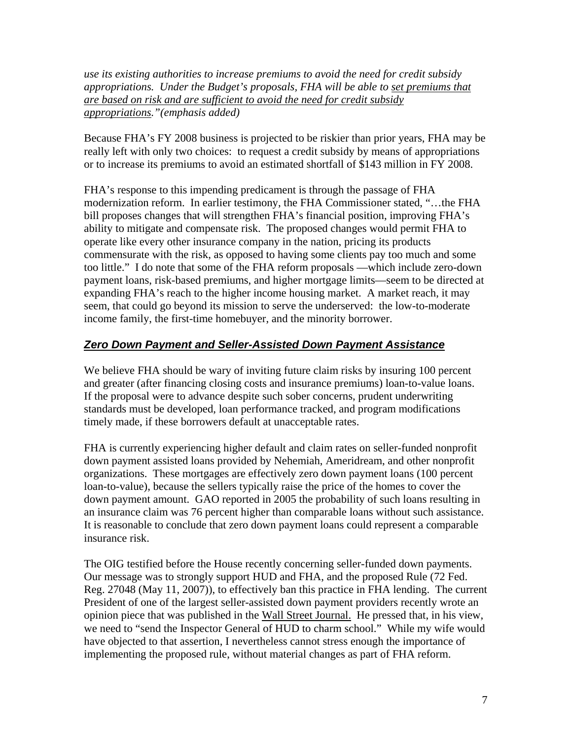*use its existing authorities to increase premiums to avoid the need for credit subsidy appropriations. Under the Budget's proposals, FHA will be able to <u>set premiums that are based on risk and are sufficient to avoid the need for credit subsidy appropriations</u>."(emphasis added)*

Because FHA's FY 2008 business is projected to be riskier than prior years, FHA may be really left with only two choices: to request a credit subsidy by means of appropriations or to increase its premiums to avoid an estimated shortfall of $143 million in FY 2008.

FHA's response to this impending predicament is through the passage of FHA modernization reform. In earlier testimony, the FHA Commissioner stated, "…the FHA bill proposes changes that will strengthen FHA's financial position, improving FHA's ability to mitigate and compensate risk. The proposed changes would permit FHA to operate like every other insurance company in the nation, pricing its products commensurate with the risk, as opposed to having some clients pay too much and some too little." I do note that some of the FHA reform proposals —which include zero-down payment loans, risk-based premiums, and higher mortgage limits—seem to be directed at expanding FHA's reach to the higher income housing market. A market reach, it may seem, that could go beyond its mission to serve the underserved: the low-to-moderate income family, the first-time homebuyer, and the minority borrower.

## ***<u>Zero Down Payment and Seller-Assisted Down Payment Assistance</u>***

We believe FHA should be wary of inviting future claim risks by insuring 100 percent and greater (after financing closing costs and insurance premiums) loan-to-value loans. If the proposal were to advance despite such sober concerns, prudent underwriting standards must be developed, loan performance tracked, and program modifications timely made, if these borrowers default at unacceptable rates.

FHA is currently experiencing higher default and claim rates on seller-funded nonprofit down payment assisted loans provided by Nehemiah, Ameridream, and other nonprofit organizations. These mortgages are effectively zero down payment loans (100 percent loan-to-value), because the sellers typically raise the price of the homes to cover the down payment amount. GAO reported in 2005 the probability of such loans resulting in an insurance claim was 76 percent higher than comparable loans without such assistance. It is reasonable to conclude that zero down payment loans could represent a comparable insurance risk.

The OIG testified before the House recently concerning seller-funded down payments. Our message was to strongly support HUD and FHA, and the proposed Rule (72 Fed. Reg. 27048 (May 11, 2007)), to effectively ban this practice in FHA lending. The current President of one of the largest seller-assisted down payment providers recently wrote an opinion piece that was published in the <u>Wall Street Journal.</u> He pressed that, in his view, we need to "send the Inspector General of HUD to charm school." While my wife would have objected to that assertion, I nevertheless cannot stress enough the importance of implementing the proposed rule, without material changes as part of FHA reform.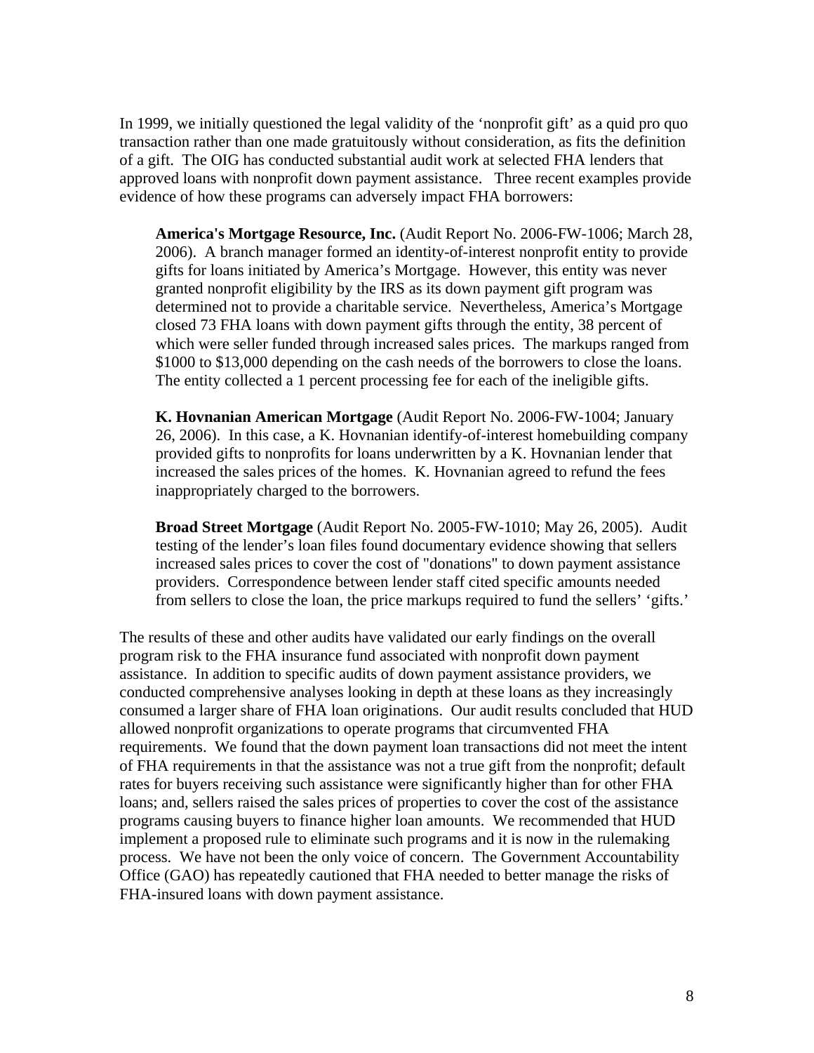In 1999, we initially questioned the legal validity of the 'nonprofit gift' as a quid pro quo transaction rather than one made gratuitously without consideration, as fits the definition of a gift. The OIG has conducted substantial audit work at selected FHA lenders that approved loans with nonprofit down payment assistance. Three recent examples provide evidence of how these programs can adversely impact FHA borrowers:

> **America's Mortgage Resource, Inc.** (Audit Report No. 2006-FW-1006; March 28, 2006). A branch manager formed an identity-of-interest nonprofit entity to provide gifts for loans initiated by America's Mortgage. However, this entity was never granted nonprofit eligibility by the IRS as its down payment gift program was determined not to provide a charitable service. Nevertheless, America's Mortgage closed 73 FHA loans with down payment gifts through the entity, 38 percent of which were seller funded through increased sales prices. The markups ranged from $1000 to $13,000 depending on the cash needs of the borrowers to close the loans. The entity collected a 1 percent processing fee for each of the ineligible gifts.
>
> **K. Hovnanian American Mortgage** (Audit Report No. 2006-FW-1004; January 26, 2006). In this case, a K. Hovnanian identify-of-interest homebuilding company provided gifts to nonprofits for loans underwritten by a K. Hovnanian lender that increased the sales prices of the homes. K. Hovnanian agreed to refund the fees inappropriately charged to the borrowers.
>
> **Broad Street Mortgage** (Audit Report No. 2005-FW-1010; May 26, 2005). Audit testing of the lender's loan files found documentary evidence showing that sellers increased sales prices to cover the cost of "donations" to down payment assistance providers. Correspondence between lender staff cited specific amounts needed from sellers to close the loan, the price markups required to fund the sellers' 'gifts.'

The results of these and other audits have validated our early findings on the overall program risk to the FHA insurance fund associated with nonprofit down payment assistance. In addition to specific audits of down payment assistance providers, we conducted comprehensive analyses looking in depth at these loans as they increasingly consumed a larger share of FHA loan originations. Our audit results concluded that HUD allowed nonprofit organizations to operate programs that circumvented FHA requirements. We found that the down payment loan transactions did not meet the intent of FHA requirements in that the assistance was not a true gift from the nonprofit; default rates for buyers receiving such assistance were significantly higher than for other FHA loans; and, sellers raised the sales prices of properties to cover the cost of the assistance programs causing buyers to finance higher loan amounts. We recommended that HUD implement a proposed rule to eliminate such programs and it is now in the rulemaking process. We have not been the only voice of concern. The Government Accountability Office (GAO) has repeatedly cautioned that FHA needed to better manage the risks of FHA-insured loans with down payment assistance.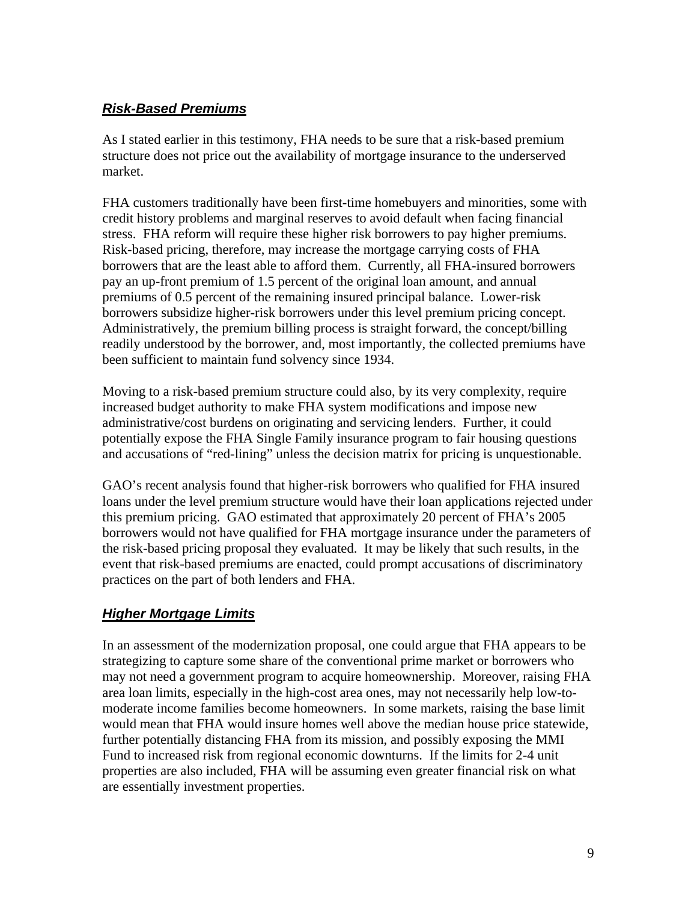### ***Risk-Based Premiums***

As I stated earlier in this testimony, FHA needs to be sure that a risk-based premium structure does not price out the availability of mortgage insurance to the underserved market.

FHA customers traditionally have been first-time homebuyers and minorities, some with credit history problems and marginal reserves to avoid default when facing financial stress. FHA reform will require these higher risk borrowers to pay higher premiums. Risk-based pricing, therefore, may increase the mortgage carrying costs of FHA borrowers that are the least able to afford them. Currently, all FHA-insured borrowers pay an up-front premium of 1.5 percent of the original loan amount, and annual premiums of 0.5 percent of the remaining insured principal balance. Lower-risk borrowers subsidize higher-risk borrowers under this level premium pricing concept. Administratively, the premium billing process is straight forward, the concept/billing readily understood by the borrower, and, most importantly, the collected premiums have been sufficient to maintain fund solvency since 1934.

Moving to a risk-based premium structure could also, by its very complexity, require increased budget authority to make FHA system modifications and impose new administrative/cost burdens on originating and servicing lenders. Further, it could potentially expose the FHA Single Family insurance program to fair housing questions and accusations of "red-lining" unless the decision matrix for pricing is unquestionable.

GAO's recent analysis found that higher-risk borrowers who qualified for FHA insured loans under the level premium structure would have their loan applications rejected under this premium pricing. GAO estimated that approximately 20 percent of FHA's 2005 borrowers would not have qualified for FHA mortgage insurance under the parameters of the risk-based pricing proposal they evaluated. It may be likely that such results, in the event that risk-based premiums are enacted, could prompt accusations of discriminatory practices on the part of both lenders and FHA.

### ***Higher Mortgage Limits***

In an assessment of the modernization proposal, one could argue that FHA appears to be strategizing to capture some share of the conventional prime market or borrowers who may not need a government program to acquire homeownership. Moreover, raising FHA area loan limits, especially in the high-cost area ones, may not necessarily help low-to-moderate income families become homeowners. In some markets, raising the base limit would mean that FHA would insure homes well above the median house price statewide, further potentially distancing FHA from its mission, and possibly exposing the MMI Fund to increased risk from regional economic downturns. If the limits for 2-4 unit properties are also included, FHA will be assuming even greater financial risk on what are essentially investment properties.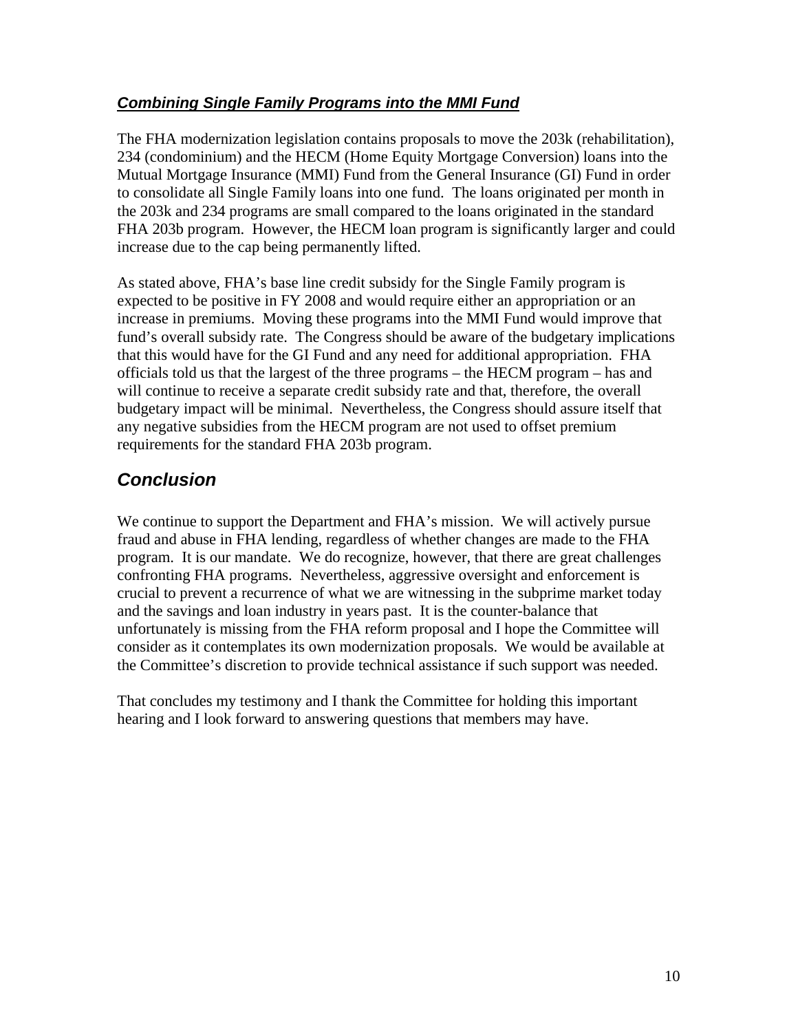### ***Combining Single Family Programs into the MMI Fund***

The FHA modernization legislation contains proposals to move the 203k (rehabilitation), 234 (condominium) and the HECM (Home Equity Mortgage Conversion) loans into the Mutual Mortgage Insurance (MMI) Fund from the General Insurance (GI) Fund in order to consolidate all Single Family loans into one fund. The loans originated per month in the 203k and 234 programs are small compared to the loans originated in the standard FHA 203b program. However, the HECM loan program is significantly larger and could increase due to the cap being permanently lifted.

As stated above, FHA's base line credit subsidy for the Single Family program is expected to be positive in FY 2008 and would require either an appropriation or an increase in premiums. Moving these programs into the MMI Fund would improve that fund's overall subsidy rate. The Congress should be aware of the budgetary implications that this would have for the GI Fund and any need for additional appropriation. FHA officials told us that the largest of the three programs – the HECM program – has and will continue to receive a separate credit subsidy rate and that, therefore, the overall budgetary impact will be minimal. Nevertheless, the Congress should assure itself that any negative subsidies from the HECM program are not used to offset premium requirements for the standard FHA 203b program.

## *Conclusion*

We continue to support the Department and FHA's mission. We will actively pursue fraud and abuse in FHA lending, regardless of whether changes are made to the FHA program. It is our mandate. We do recognize, however, that there are great challenges confronting FHA programs. Nevertheless, aggressive oversight and enforcement is crucial to prevent a recurrence of what we are witnessing in the subprime market today and the savings and loan industry in years past. It is the counter-balance that unfortunately is missing from the FHA reform proposal and I hope the Committee will consider as it contemplates its own modernization proposals. We would be available at the Committee's discretion to provide technical assistance if such support was needed.

That concludes my testimony and I thank the Committee for holding this important hearing and I look forward to answering questions that members may have.